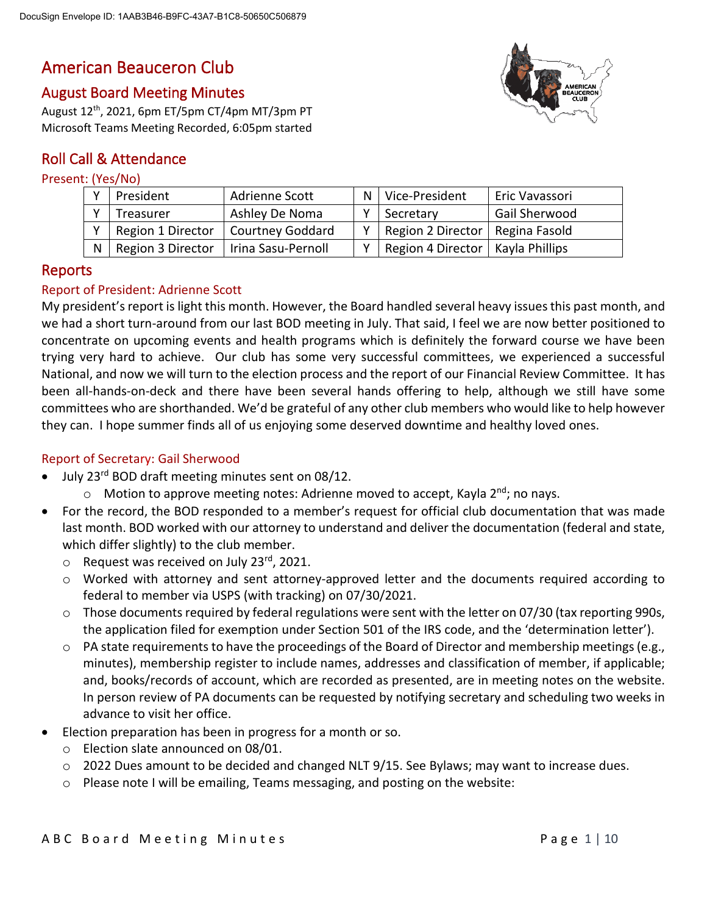DocuSign Envelope ID: 1AAB3B46-B9FC-43A7-B1C8-50650C506879

# American Beauceron Club

## August Board Meeting Minutes

August 12th, 2021, 6pm ET/5pm CT/4pm MT/3pm PT
Microsoft Teams Meeting Recorded, 6:05pm started

## Roll Call & Attendance

### Present: (Yes/No)

| | | | | | |
|---|---|---|---|---|---|
| Y | President | Adrienne Scott | N | Vice-President | Eric Vavassori |
| Y | Treasurer | Ashley De Noma | Y | Secretary | Gail Sherwood |
| Y | Region 1 Director | Courtney Goddard | Y | Region 2 Director | Regina Fasold |
| N | Region 3 Director | Irina Sasu-Pernoll | Y | Region 4 Director | Kayla Phillips |

## Reports

### Report of President: Adrienne Scott

My president's report is light this month. However, the Board handled several heavy issues this past month, and we had a short turn-around from our last BOD meeting in July. That said, I feel we are now better positioned to concentrate on upcoming events and health programs which is definitely the forward course we have been trying very hard to achieve. Our club has some very successful committees, we experienced a successful National, and now we will turn to the election process and the report of our Financial Review Committee. It has been all-hands-on-deck and there have been several hands offering to help, although we still have some committees who are shorthanded. We'd be grateful of any other club members who would like to help however they can. I hope summer finds all of us enjoying some deserved downtime and healthy loved ones.

### Report of Secretary: Gail Sherwood

- July 23rd BOD draft meeting minutes sent on 08/12.
  - Motion to approve meeting notes: Adrienne moved to accept, Kayla 2nd; no nays.
- For the record, the BOD responded to a member's request for official club documentation that was made last month. BOD worked with our attorney to understand and deliver the documentation (federal and state, which differ slightly) to the club member.
  - Request was received on July 23rd, 2021.
  - Worked with attorney and sent attorney-approved letter and the documents required according to federal to member via USPS (with tracking) on 07/30/2021.
  - Those documents required by federal regulations were sent with the letter on 07/30 (tax reporting 990s, the application filed for exemption under Section 501 of the IRS code, and the 'determination letter').
  - PA state requirements to have the proceedings of the Board of Director and membership meetings (e.g., minutes), membership register to include names, addresses and classification of member, if applicable; and, books/records of account, which are recorded as presented, are in meeting notes on the website. In person review of PA documents can be requested by notifying secretary and scheduling two weeks in advance to visit her office.
- Election preparation has been in progress for a month or so.
  - Election slate announced on 08/01.
  - 2022 Dues amount to be decided and changed NLT 9/15. See Bylaws; may want to increase dues.
  - Please note I will be emailing, Teams messaging, and posting on the website: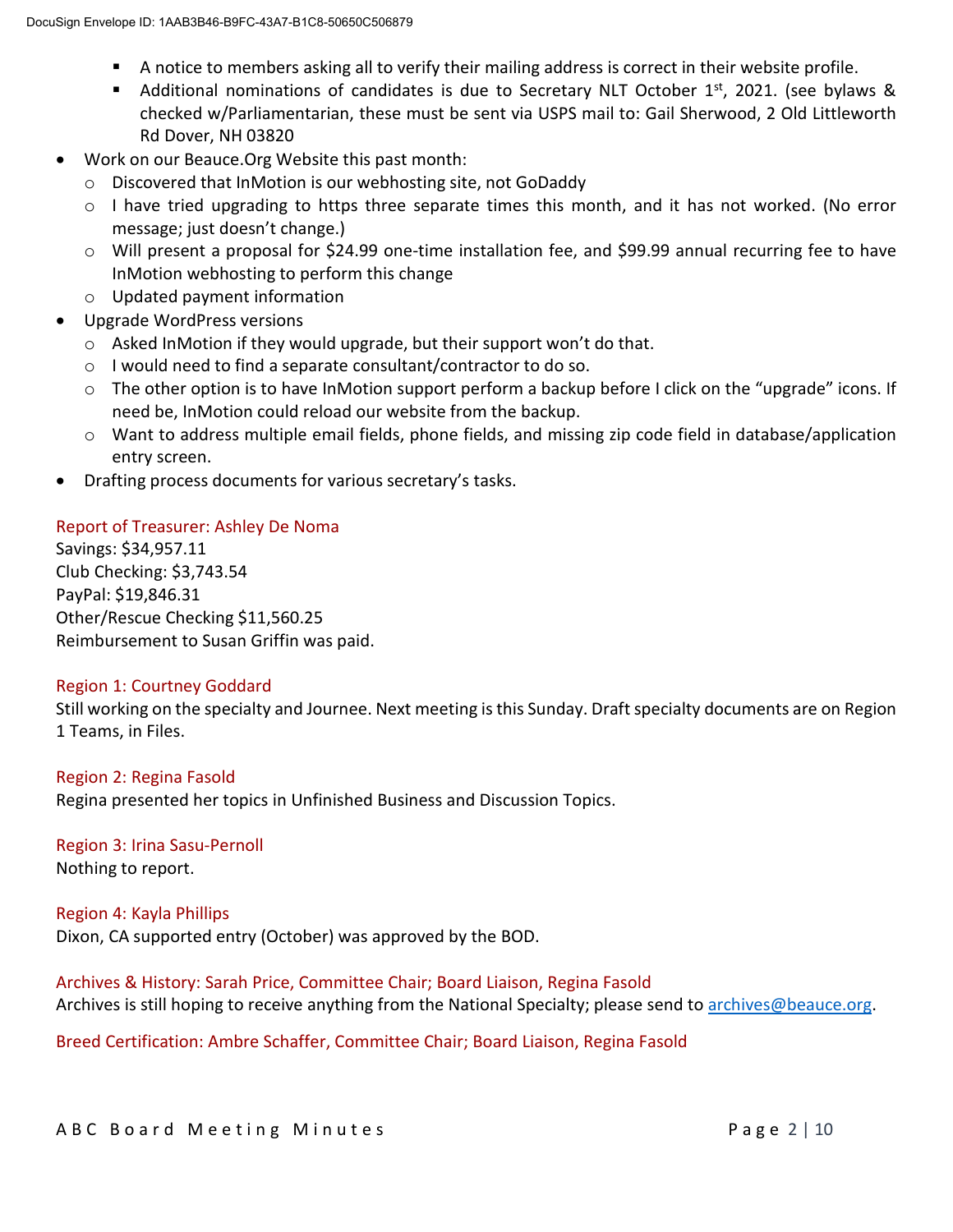- A notice to members asking all to verify their mailing address is correct in their website profile.
    - Additional nominations of candidates is due to Secretary NLT October 1st, 2021. (see bylaws & checked w/Parliamentarian, these must be sent via USPS mail to: Gail Sherwood, 2 Old Littleworth Rd Dover, NH 03820
- Work on our Beauce.Org Website this past month:
    - Discovered that InMotion is our webhosting site, not GoDaddy
    - I have tried upgrading to https three separate times this month, and it has not worked. (No error message; just doesn't change.)
    - Will present a proposal for $24.99 one-time installation fee, and $99.99 annual recurring fee to have InMotion webhosting to perform this change
    - Updated payment information
- Upgrade WordPress versions
    - Asked InMotion if they would upgrade, but their support won't do that.
    - I would need to find a separate consultant/contractor to do so.
    - The other option is to have InMotion support perform a backup before I click on the "upgrade" icons. If need be, InMotion could reload our website from the backup.
    - Want to address multiple email fields, phone fields, and missing zip code field in database/application entry screen.
- Drafting process documents for various secretary's tasks.

### Report of Treasurer: Ashley De Noma

Savings: $34,957.11
Club Checking: $3,743.54
PayPal: $19,846.31
Other/Rescue Checking $11,560.25
Reimbursement to Susan Griffin was paid.

### Region 1: Courtney Goddard

Still working on the specialty and Journee. Next meeting is this Sunday. Draft specialty documents are on Region 1 Teams, in Files.

### Region 2: Regina Fasold

Regina presented her topics in Unfinished Business and Discussion Topics.

### Region 3: Irina Sasu-Pernoll

Nothing to report.

### Region 4: Kayla Phillips

Dixon, CA supported entry (October) was approved by the BOD.

### Archives & History: Sarah Price, Committee Chair; Board Liaison, Regina Fasold

Archives is still hoping to receive anything from the National Specialty; please send to archives@beauce.org.

### Breed Certification: Ambre Schaffer, Committee Chair; Board Liaison, Regina Fasold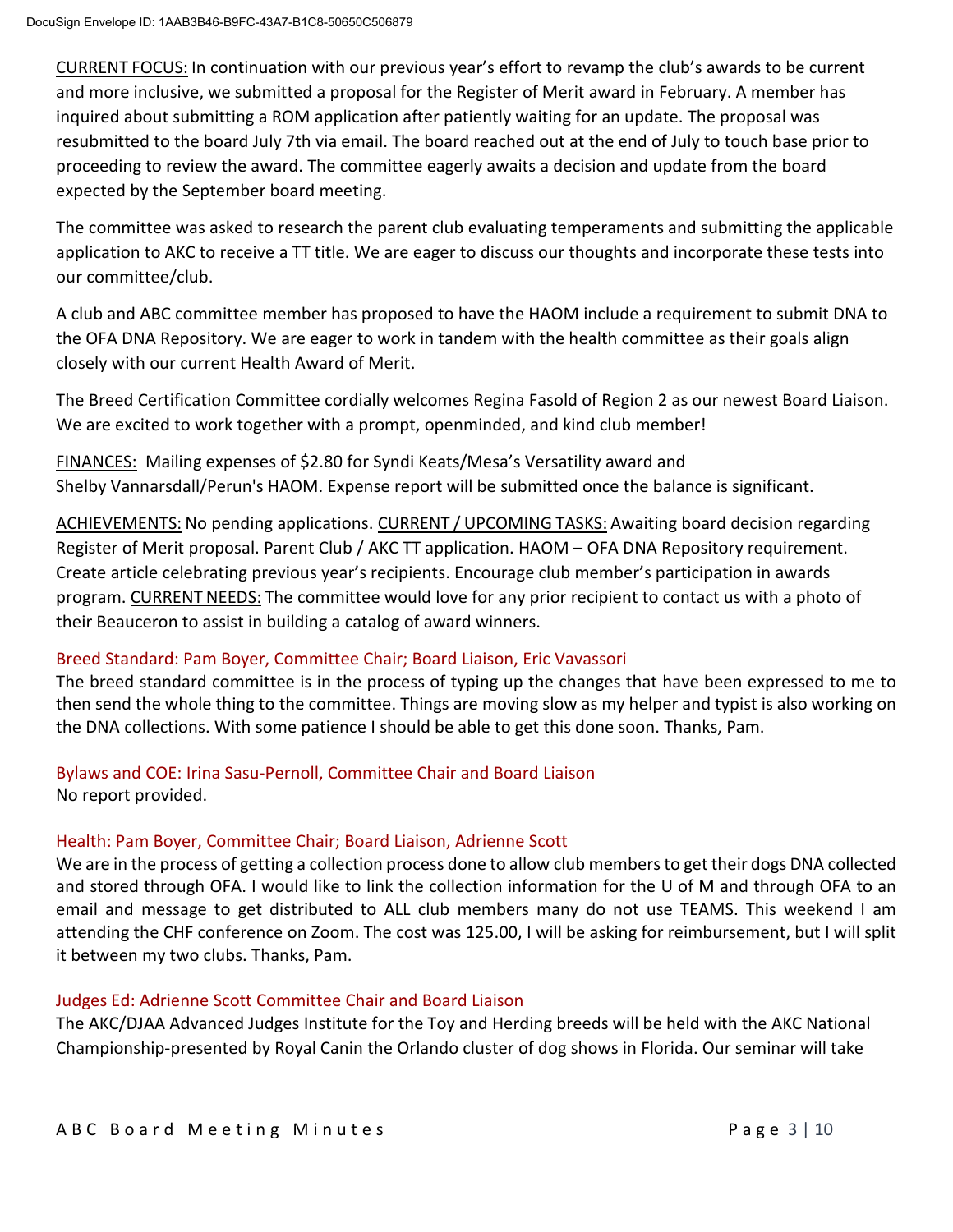DocuSign Envelope ID: 1AAB3B46-B9FC-43A7-B1C8-50650C506879

CURRENT FOCUS: In continuation with our previous year's effort to revamp the club's awards to be current and more inclusive, we submitted a proposal for the Register of Merit award in February. A member has inquired about submitting a ROM application after patiently waiting for an update. The proposal was resubmitted to the board July 7th via email. The board reached out at the end of July to touch base prior to proceeding to review the award. The committee eagerly awaits a decision and update from the board expected by the September board meeting.

The committee was asked to research the parent club evaluating temperaments and submitting the applicable application to AKC to receive a TT title. We are eager to discuss our thoughts and incorporate these tests into our committee/club.

A club and ABC committee member has proposed to have the HAOM include a requirement to submit DNA to the OFA DNA Repository. We are eager to work in tandem with the health committee as their goals align closely with our current Health Award of Merit.

The Breed Certification Committee cordially welcomes Regina Fasold of Region 2 as our newest Board Liaison. We are excited to work together with a prompt, openminded, and kind club member!

FINANCES: Mailing expenses of $2.80 for Syndi Keats/Mesa's Versatility award and Shelby Vannarsdall/Perun's HAOM. Expense report will be submitted once the balance is significant.

ACHIEVEMENTS: No pending applications. CURRENT / UPCOMING TASKS: Awaiting board decision regarding Register of Merit proposal. Parent Club / AKC TT application. HAOM – OFA DNA Repository requirement. Create article celebrating previous year's recipients. Encourage club member's participation in awards program. CURRENT NEEDS: The committee would love for any prior recipient to contact us with a photo of their Beauceron to assist in building a catalog of award winners.

### Breed Standard: Pam Boyer, Committee Chair; Board Liaison, Eric Vavassori

The breed standard committee is in the process of typing up the changes that have been expressed to me to then send the whole thing to the committee. Things are moving slow as my helper and typist is also working on the DNA collections. With some patience I should be able to get this done soon. Thanks, Pam.

### Bylaws and COE: Irina Sasu-Pernoll, Committee Chair and Board Liaison

No report provided.

### Health: Pam Boyer, Committee Chair; Board Liaison, Adrienne Scott

We are in the process of getting a collection process done to allow club members to get their dogs DNA collected and stored through OFA. I would like to link the collection information for the U of M and through OFA to an email and message to get distributed to ALL club members many do not use TEAMS. This weekend I am attending the CHF conference on Zoom. The cost was 125.00, I will be asking for reimbursement, but I will split it between my two clubs. Thanks, Pam.

### Judges Ed: Adrienne Scott Committee Chair and Board Liaison

The AKC/DJAA Advanced Judges Institute for the Toy and Herding breeds will be held with the AKC National Championship-presented by Royal Canin the Orlando cluster of dog shows in Florida. Our seminar will take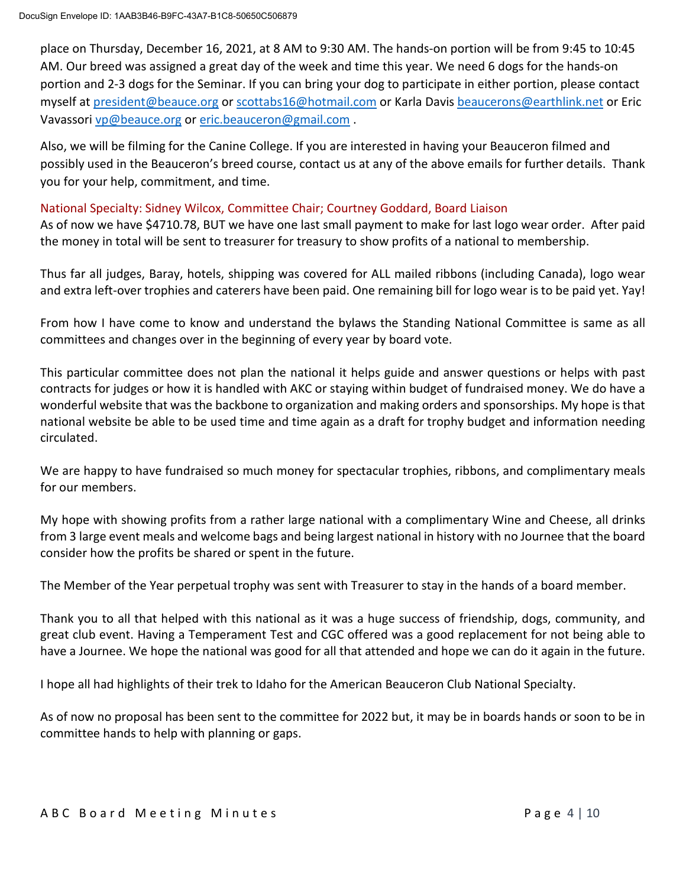place on Thursday, December 16, 2021, at 8 AM to 9:30 AM. The hands-on portion will be from 9:45 to 10:45 AM. Our breed was assigned a great day of the week and time this year. We need 6 dogs for the hands-on portion and 2-3 dogs for the Seminar. If you can bring your dog to participate in either portion, please contact myself at president@beauce.org or scottabs16@hotmail.com or Karla Davis beaucerons@earthlink.net or Eric Vavassori vp@beauce.org or eric.beauceron@gmail.com .

Also, we will be filming for the Canine College. If you are interested in having your Beauceron filmed and possibly used in the Beauceron's breed course, contact us at any of the above emails for further details. Thank you for your help, commitment, and time.

### National Specialty: Sidney Wilcox, Committee Chair; Courtney Goddard, Board Liaison

As of now we have $4710.78, BUT we have one last small payment to make for last logo wear order. After paid the money in total will be sent to treasurer for treasury to show profits of a national to membership.

Thus far all judges, Baray, hotels, shipping was covered for ALL mailed ribbons (including Canada), logo wear and extra left-over trophies and caterers have been paid. One remaining bill for logo wear is to be paid yet. Yay!

From how I have come to know and understand the bylaws the Standing National Committee is same as all committees and changes over in the beginning of every year by board vote.

This particular committee does not plan the national it helps guide and answer questions or helps with past contracts for judges or how it is handled with AKC or staying within budget of fundraised money. We do have a wonderful website that was the backbone to organization and making orders and sponsorships. My hope is that national website be able to be used time and time again as a draft for trophy budget and information needing circulated.

We are happy to have fundraised so much money for spectacular trophies, ribbons, and complimentary meals for our members.

My hope with showing profits from a rather large national with a complimentary Wine and Cheese, all drinks from 3 large event meals and welcome bags and being largest national in history with no Journee that the board consider how the profits be shared or spent in the future.

The Member of the Year perpetual trophy was sent with Treasurer to stay in the hands of a board member.

Thank you to all that helped with this national as it was a huge success of friendship, dogs, community, and great club event. Having a Temperament Test and CGC offered was a good replacement for not being able to have a Journee. We hope the national was good for all that attended and hope we can do it again in the future.

I hope all had highlights of their trek to Idaho for the American Beauceron Club National Specialty.

As of now no proposal has been sent to the committee for 2022 but, it may be in boards hands or soon to be in committee hands to help with planning or gaps.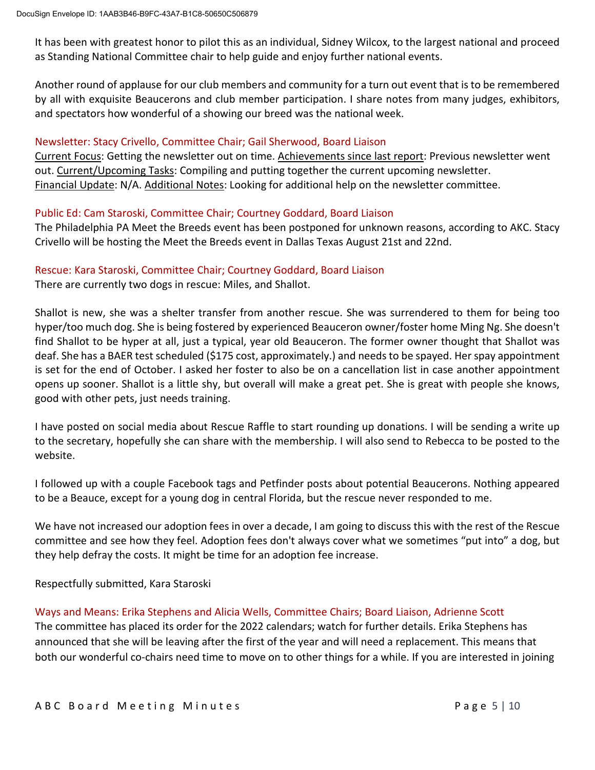It has been with greatest honor to pilot this as an individual, Sidney Wilcox, to the largest national and proceed as Standing National Committee chair to help guide and enjoy further national events.

Another round of applause for our club members and community for a turn out event that is to be remembered by all with exquisite Beaucerons and club member participation. I share notes from many judges, exhibitors, and spectators how wonderful of a showing our breed was the national week.

### Newsletter: Stacy Crivello, Committee Chair; Gail Sherwood, Board Liaison

Current Focus: Getting the newsletter out on time. Achievements since last report: Previous newsletter went out. Current/Upcoming Tasks: Compiling and putting together the current upcoming newsletter. Financial Update: N/A. Additional Notes: Looking for additional help on the newsletter committee.

### Public Ed: Cam Staroski, Committee Chair; Courtney Goddard, Board Liaison

The Philadelphia PA Meet the Breeds event has been postponed for unknown reasons, according to AKC. Stacy Crivello will be hosting the Meet the Breeds event in Dallas Texas August 21st and 22nd.

### Rescue: Kara Staroski, Committee Chair; Courtney Goddard, Board Liaison

There are currently two dogs in rescue: Miles, and Shallot.

Shallot is new, she was a shelter transfer from another rescue. She was surrendered to them for being too hyper/too much dog. She is being fostered by experienced Beauceron owner/foster home Ming Ng. She doesn't find Shallot to be hyper at all, just a typical, year old Beauceron. The former owner thought that Shallot was deaf. She has a BAER test scheduled ($175 cost, approximately.) and needs to be spayed. Her spay appointment is set for the end of October. I asked her foster to also be on a cancellation list in case another appointment opens up sooner. Shallot is a little shy, but overall will make a great pet. She is great with people she knows, good with other pets, just needs training.

I have posted on social media about Rescue Raffle to start rounding up donations. I will be sending a write up to the secretary, hopefully she can share with the membership. I will also send to Rebecca to be posted to the website.

I followed up with a couple Facebook tags and Petfinder posts about potential Beaucerons. Nothing appeared to be a Beauce, except for a young dog in central Florida, but the rescue never responded to me.

We have not increased our adoption fees in over a decade, I am going to discuss this with the rest of the Rescue committee and see how they feel. Adoption fees don't always cover what we sometimes "put into" a dog, but they help defray the costs. It might be time for an adoption fee increase.

Respectfully submitted, Kara Staroski

### Ways and Means: Erika Stephens and Alicia Wells, Committee Chairs; Board Liaison, Adrienne Scott

The committee has placed its order for the 2022 calendars; watch for further details. Erika Stephens has announced that she will be leaving after the first of the year and will need a replacement. This means that both our wonderful co-chairs need time to move on to other things for a while. If you are interested in joining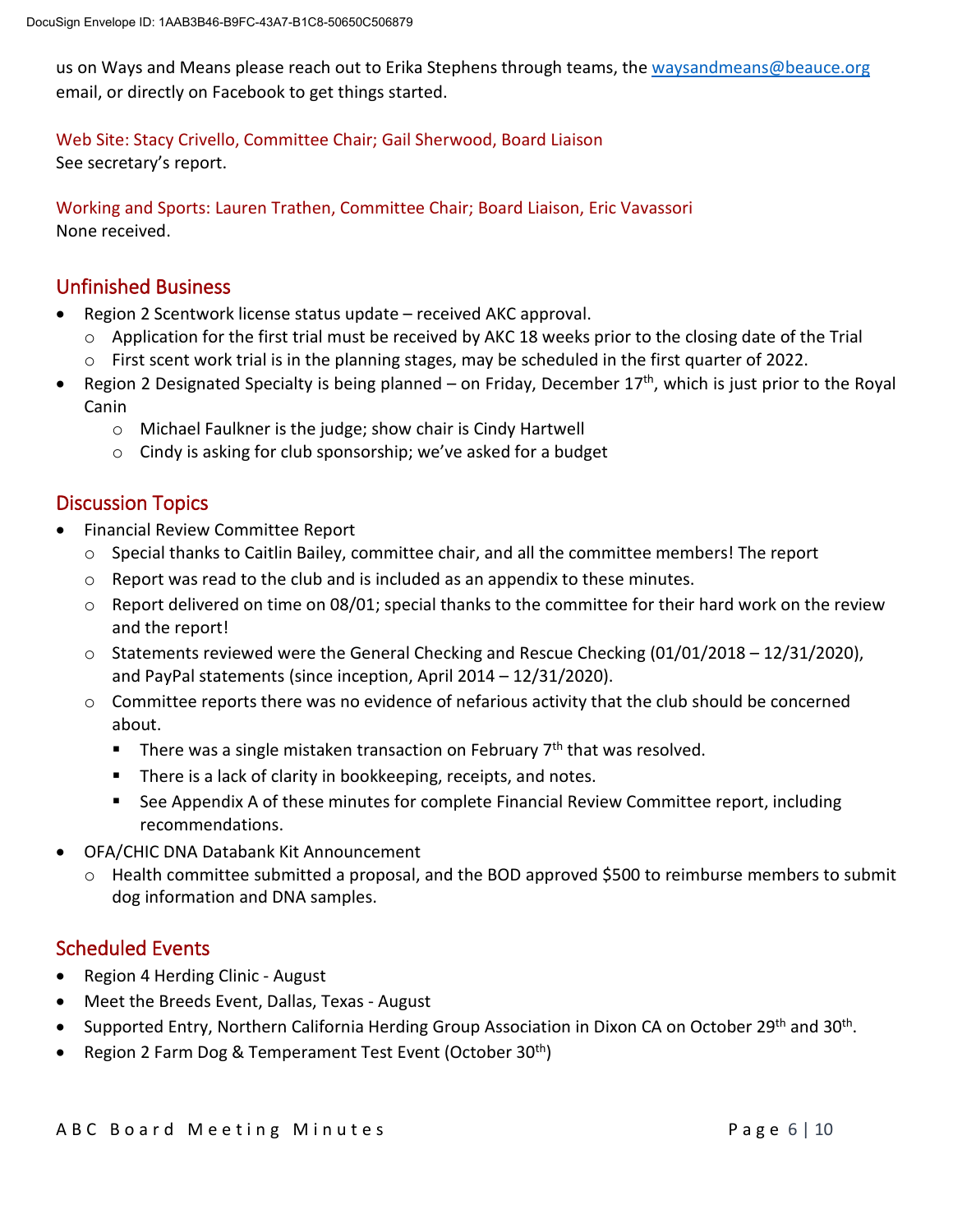us on Ways and Means please reach out to Erika Stephens through teams, the [waysandmeans@beauce.org](mailto:waysandmeans@beauce.org) email, or directly on Facebook to get things started.

Web Site: Stacy Crivello, Committee Chair; Gail Sherwood, Board Liaison
See secretary's report.

Working and Sports: Lauren Trathen, Committee Chair; Board Liaison, Eric Vavassori
None received.

## Unfinished Business

- Region 2 Scentwork license status update – received AKC approval.
  - Application for the first trial must be received by AKC 18 weeks prior to the closing date of the Trial
  - First scent work trial is in the planning stages, may be scheduled in the first quarter of 2022.
- Region 2 Designated Specialty is being planned – on Friday, December 17th, which is just prior to the Royal Canin
  - Michael Faulkner is the judge; show chair is Cindy Hartwell
  - Cindy is asking for club sponsorship; we've asked for a budget

## Discussion Topics

- Financial Review Committee Report
  - Special thanks to Caitlin Bailey, committee chair, and all the committee members! The report
  - Report was read to the club and is included as an appendix to these minutes.
  - Report delivered on time on 08/01; special thanks to the committee for their hard work on the review and the report!
  - Statements reviewed were the General Checking and Rescue Checking (01/01/2018 – 12/31/2020), and PayPal statements (since inception, April 2014 – 12/31/2020).
  - Committee reports there was no evidence of nefarious activity that the club should be concerned about.
    - There was a single mistaken transaction on February 7th that was resolved.
    - There is a lack of clarity in bookkeeping, receipts, and notes.
    - See Appendix A of these minutes for complete Financial Review Committee report, including recommendations.
- OFA/CHIC DNA Databank Kit Announcement
  - Health committee submitted a proposal, and the BOD approved $500 to reimburse members to submit dog information and DNA samples.

## Scheduled Events

- Region 4 Herding Clinic - August
- Meet the Breeds Event, Dallas, Texas - August
- Supported Entry, Northern California Herding Group Association in Dixon CA on October 29th and 30th.
- Region 2 Farm Dog & Temperament Test Event (October 30th)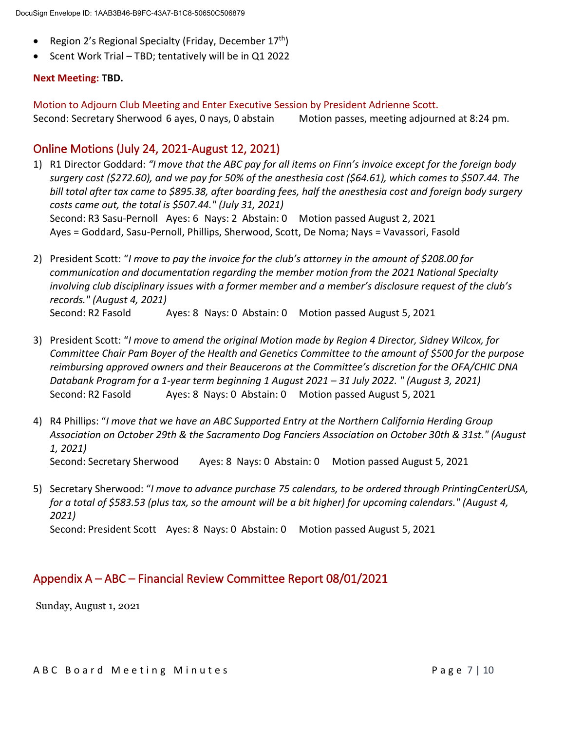- Region 2's Regional Specialty (Friday, December 17th)
- Scent Work Trial – TBD; tentatively will be in Q1 2022

**Next Meeting: TBD.**

Motion to Adjourn Club Meeting and Enter Executive Session by President Adrienne Scott.
Second: Secretary Sherwood 6 ayes, 0 nays, 0 abstain Motion passes, meeting adjourned at 8:24 pm.

## Online Motions (July 24, 2021-August 12, 2021)

1) R1 Director Goddard: *"I move that the ABC pay for all items on Finn's invoice except for the foreign body surgery cost ($272.60), and we pay for 50% of the anesthesia cost ($64.61), which comes to $507.44. The bill total after tax came to $895.38, after boarding fees, half the anesthesia cost and foreign body surgery costs came out, the total is $507.44." (July 31, 2021)*
   Second: R3 Sasu-Pernoll Ayes: 6 Nays: 2 Abstain: 0 Motion passed August 2, 2021
   Ayes = Goddard, Sasu-Pernoll, Phillips, Sherwood, Scott, De Noma; Nays = Vavassori, Fasold

2) President Scott: "*I move to pay the invoice for the club's attorney in the amount of $208.00 for communication and documentation regarding the member motion from the 2021 National Specialty involving club disciplinary issues with a former member and a member's disclosure request of the club's records." (August 4, 2021)*
   Second: R2 Fasold Ayes: 8 Nays: 0 Abstain: 0 Motion passed August 5, 2021

3) President Scott: "*I move to amend the original Motion made by Region 4 Director, Sidney Wilcox, for Committee Chair Pam Boyer of the Health and Genetics Committee to the amount of $500 for the purpose reimbursing approved owners and their Beaucerons at the Committee's discretion for the OFA/CHIC DNA Databank Program for a 1-year term beginning 1 August 2021 – 31 July 2022. " (August 3, 2021)*
   Second: R2 Fasold Ayes: 8 Nays: 0 Abstain: 0 Motion passed August 5, 2021

4) R4 Phillips: "*I move that we have an ABC Supported Entry at the Northern California Herding Group Association on October 29th & the Sacramento Dog Fanciers Association on October 30th & 31st." (August 1, 2021)*
   Second: Secretary Sherwood Ayes: 8 Nays: 0 Abstain: 0 Motion passed August 5, 2021

5) Secretary Sherwood: "*I move to advance purchase 75 calendars, to be ordered through PrintingCenterUSA, for a total of $583.53 (plus tax, so the amount will be a bit higher) for upcoming calendars." (August 4, 2021)*
   Second: President Scott Ayes: 8 Nays: 0 Abstain: 0 Motion passed August 5, 2021

## Appendix A – ABC – Financial Review Committee Report 08/01/2021

Sunday, August 1, 2021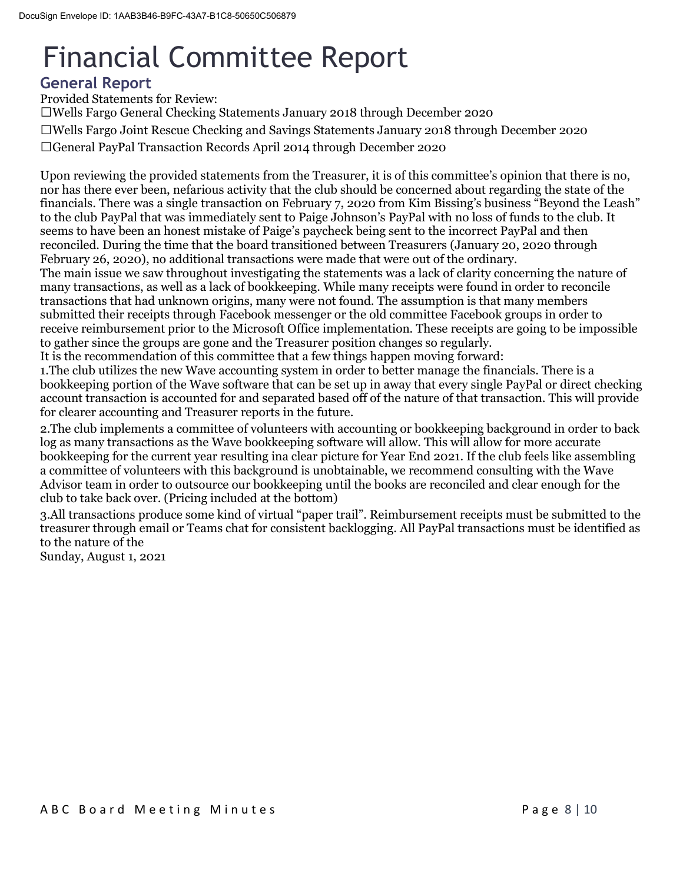# Financial Committee Report

## General Report

Provided Statements for Review:

☐Wells Fargo General Checking Statements January 2018 through December 2020

☐Wells Fargo Joint Rescue Checking and Savings Statements January 2018 through December 2020

☐General PayPal Transaction Records April 2014 through December 2020

Upon reviewing the provided statements from the Treasurer, it is of this committee's opinion that there is no, nor has there ever been, nefarious activity that the club should be concerned about regarding the state of the financials. There was a single transaction on February 7, 2020 from Kim Bissing's business "Beyond the Leash" to the club PayPal that was immediately sent to Paige Johnson's PayPal with no loss of funds to the club. It seems to have been an honest mistake of Paige's paycheck being sent to the incorrect PayPal and then reconciled. During the time that the board transitioned between Treasurers (January 20, 2020 through February 26, 2020), no additional transactions were made that were out of the ordinary.

The main issue we saw throughout investigating the statements was a lack of clarity concerning the nature of many transactions, as well as a lack of bookkeeping. While many receipts were found in order to reconcile transactions that had unknown origins, many were not found. The assumption is that many members submitted their receipts through Facebook messenger or the old committee Facebook groups in order to receive reimbursement prior to the Microsoft Office implementation. These receipts are going to be impossible to gather since the groups are gone and the Treasurer position changes so regularly.

It is the recommendation of this committee that a few things happen moving forward:

1.The club utilizes the new Wave accounting system in order to better manage the financials. There is a bookkeeping portion of the Wave software that can be set up in away that every single PayPal or direct checking account transaction is accounted for and separated based off of the nature of that transaction. This will provide for clearer accounting and Treasurer reports in the future.

2.The club implements a committee of volunteers with accounting or bookkeeping background in order to back log as many transactions as the Wave bookkeeping software will allow. This will allow for more accurate bookkeeping for the current year resulting ina clear picture for Year End 2021. If the club feels like assembling a committee of volunteers with this background is unobtainable, we recommend consulting with the Wave Advisor team in order to outsource our bookkeeping until the books are reconciled and clear enough for the club to take back over. (Pricing included at the bottom)

3.All transactions produce some kind of virtual "paper trail". Reimbursement receipts must be submitted to the treasurer through email or Teams chat for consistent backlogging. All PayPal transactions must be identified as to the nature of the

Sunday, August 1, 2021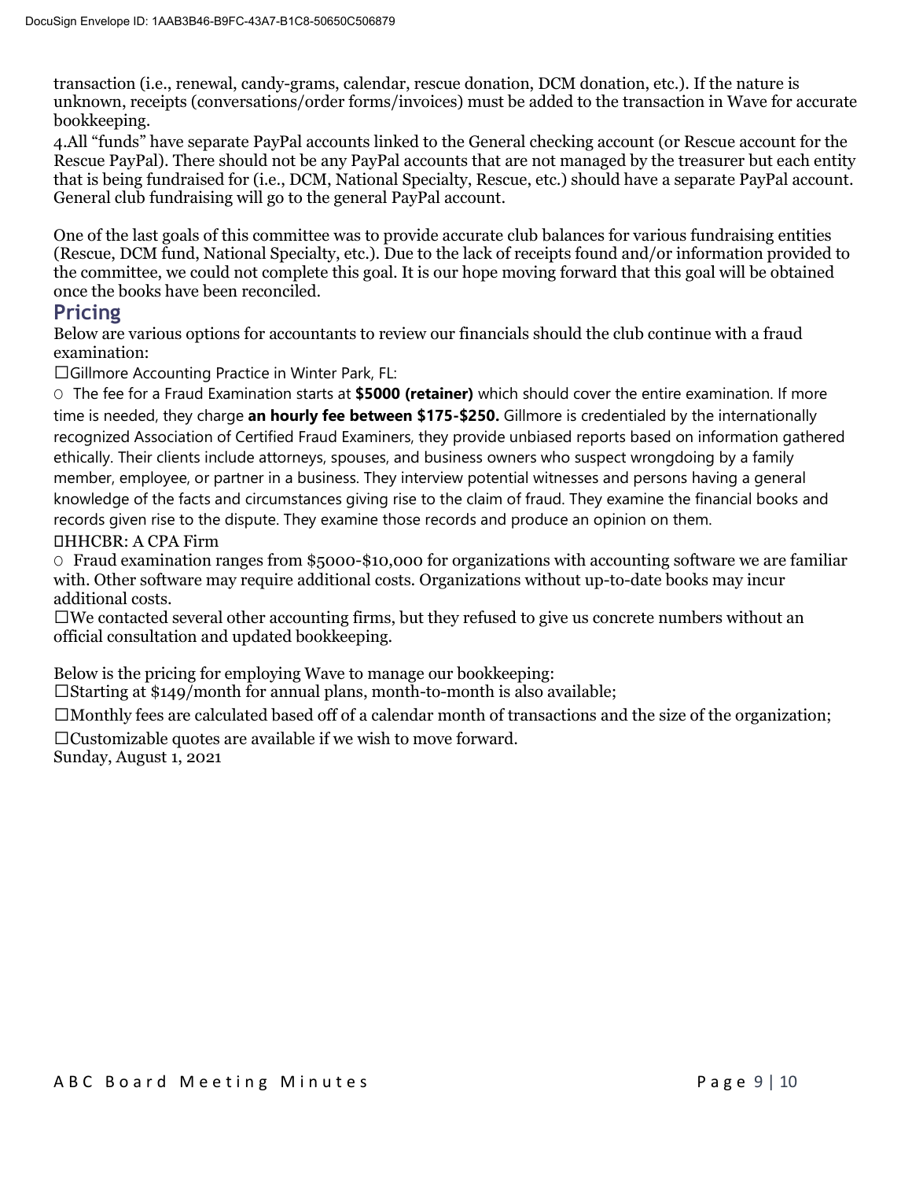transaction (i.e., renewal, candy-grams, calendar, rescue donation, DCM donation, etc.). If the nature is unknown, receipts (conversations/order forms/invoices) must be added to the transaction in Wave for accurate bookkeeping.

4. All "funds" have separate PayPal accounts linked to the General checking account (or Rescue account for the Rescue PayPal). There should not be any PayPal accounts that are not managed by the treasurer but each entity that is being fundraised for (i.e., DCM, National Specialty, Rescue, etc.) should have a separate PayPal account. General club fundraising will go to the general PayPal account.

One of the last goals of this committee was to provide accurate club balances for various fundraising entities (Rescue, DCM fund, National Specialty, etc.). Due to the lack of receipts found and/or information provided to the committee, we could not complete this goal. It is our hope moving forward that this goal will be obtained once the books have been reconciled.

## Pricing

Below are various options for accountants to review our financials should the club continue with a fraud examination:

☐Gillmore Accounting Practice in Winter Park, FL:

- The fee for a Fraud Examination starts at **$5000 (retainer)** which should cover the entire examination. If more time is needed, they charge **an hourly fee between $175-$250.** Gillmore is credentialed by the internationally recognized Association of Certified Fraud Examiners, they provide unbiased reports based on information gathered ethically. Their clients include attorneys, spouses, and business owners who suspect wrongdoing by a family member, employee, or partner in a business. They interview potential witnesses and persons having a general knowledge of the facts and circumstances giving rise to the claim of fraud. They examine the financial books and records given rise to the dispute. They examine those records and produce an opinion on them.

☐HHCBR: A CPA Firm

- Fraud examination ranges from $5000-$10,000 for organizations with accounting software we are familiar with. Other software may require additional costs. Organizations without up-to-date books may incur additional costs.

☐We contacted several other accounting firms, but they refused to give us concrete numbers without an official consultation and updated bookkeeping.

Below is the pricing for employing Wave to manage our bookkeeping:

☐Starting at $149/month for annual plans, month-to-month is also available;

☐Monthly fees are calculated based off of a calendar month of transactions and the size of the organization;

☐Customizable quotes are available if we wish to move forward.

Sunday, August 1, 2021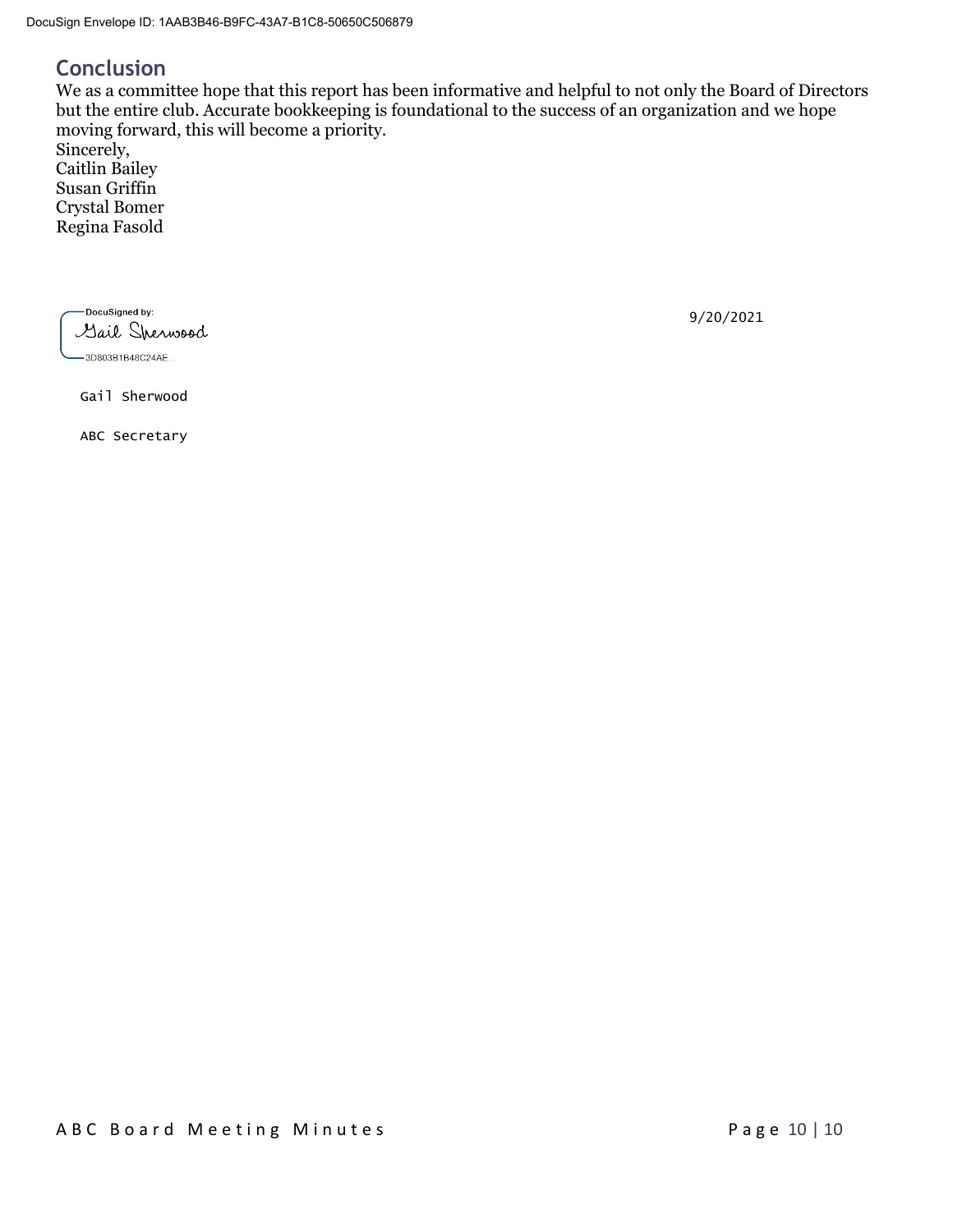DocuSign Envelope ID: 1AAB3B46-B9FC-43A7-B1C8-50650C506879

## Conclusion

We as a committee hope that this report has been informative and helpful to not only the Board of Directors but the entire club. Accurate bookkeeping is foundational to the success of an organization and we hope moving forward, this will become a priority.

Sincerely,
Caitlin Bailey
Susan Griffin
Crystal Bomer
Regina Fasold

DocuSigned by:
Gail Sherwood
3D803B1B48C24AE...

9/20/2021

Gail Sherwood

ABC Secretary